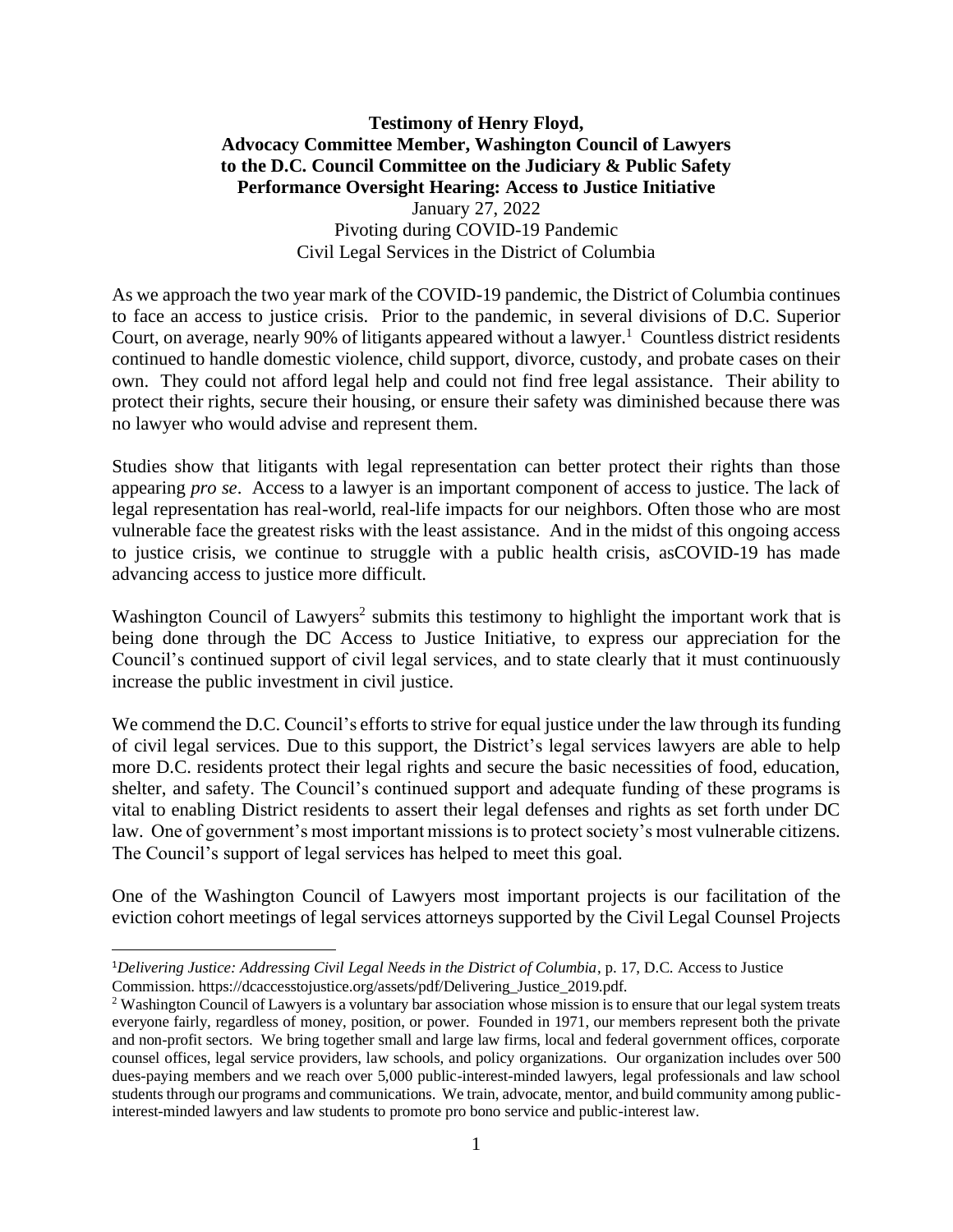**Testimony of Henry Floyd,**
**Advocacy Committee Member, Washington Council of Lawyers**
**to the D.C. Council Committee on the Judiciary & Public Safety**
**Performance Oversight Hearing: Access to Justice Initiative**

January 27, 2022

Pivoting during COVID-19 Pandemic

Civil Legal Services in the District of Columbia

As we approach the two year mark of the COVID-19 pandemic, the District of Columbia continues to face an access to justice crisis. Prior to the pandemic, in several divisions of D.C. Superior Court, on average, nearly 90% of litigants appeared without a lawyer.[1] Countless district residents continued to handle domestic violence, child support, divorce, custody, and probate cases on their own. They could not afford legal help and could not find free legal assistance. Their ability to protect their rights, secure their housing, or ensure their safety was diminished because there was no lawyer who would advise and represent them.

Studies show that litigants with legal representation can better protect their rights than those appearing *pro se*. Access to a lawyer is an important component of access to justice. The lack of legal representation has real-world, real-life impacts for our neighbors. Often those who are most vulnerable face the greatest risks with the least assistance. And in the midst of this ongoing access to justice crisis, we continue to struggle with a public health crisis, asCOVID-19 has made advancing access to justice more difficult.

Washington Council of Lawyers[2] submits this testimony to highlight the important work that is being done through the DC Access to Justice Initiative, to express our appreciation for the Council's continued support of civil legal services, and to state clearly that it must continuously increase the public investment in civil justice.

We commend the D.C. Council's efforts to strive for equal justice under the law through its funding of civil legal services. Due to this support, the District's legal services lawyers are able to help more D.C. residents protect their legal rights and secure the basic necessities of food, education, shelter, and safety. The Council's continued support and adequate funding of these programs is vital to enabling District residents to assert their legal defenses and rights as set forth under DC law. One of government's most important missions is to protect society's most vulnerable citizens. The Council's support of legal services has helped to meet this goal.

One of the Washington Council of Lawyers most important projects is our facilitation of the eviction cohort meetings of legal services attorneys supported by the Civil Legal Counsel Projects

---

[1] *Delivering Justice: Addressing Civil Legal Needs in the District of Columbia*, p. 17, D.C. Access to Justice Commission. https://dcaccesstojustice.org/assets/pdf/Delivering_Justice_2019.pdf.

[2] Washington Council of Lawyers is a voluntary bar association whose mission is to ensure that our legal system treats everyone fairly, regardless of money, position, or power. Founded in 1971, our members represent both the private and non-profit sectors. We bring together small and large law firms, local and federal government offices, corporate counsel offices, legal service providers, law schools, and policy organizations. Our organization includes over 500 dues-paying members and we reach over 5,000 public-interest-minded lawyers, legal professionals and law school students through our programs and communications. We train, advocate, mentor, and build community among public-interest-minded lawyers and law students to promote pro bono service and public-interest law.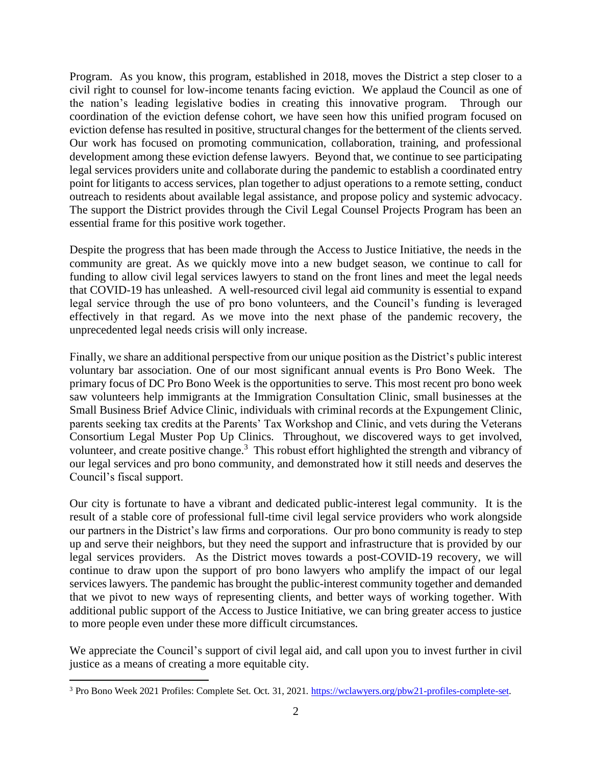Program. As you know, this program, established in 2018, moves the District a step closer to a civil right to counsel for low-income tenants facing eviction. We applaud the Council as one of the nation's leading legislative bodies in creating this innovative program. Through our coordination of the eviction defense cohort, we have seen how this unified program focused on eviction defense has resulted in positive, structural changes for the betterment of the clients served. Our work has focused on promoting communication, collaboration, training, and professional development among these eviction defense lawyers. Beyond that, we continue to see participating legal services providers unite and collaborate during the pandemic to establish a coordinated entry point for litigants to access services, plan together to adjust operations to a remote setting, conduct outreach to residents about available legal assistance, and propose policy and systemic advocacy. The support the District provides through the Civil Legal Counsel Projects Program has been an essential frame for this positive work together.

Despite the progress that has been made through the Access to Justice Initiative, the needs in the community are great. As we quickly move into a new budget season, we continue to call for funding to allow civil legal services lawyers to stand on the front lines and meet the legal needs that COVID-19 has unleashed. A well-resourced civil legal aid community is essential to expand legal service through the use of pro bono volunteers, and the Council's funding is leveraged effectively in that regard. As we move into the next phase of the pandemic recovery, the unprecedented legal needs crisis will only increase.

Finally, we share an additional perspective from our unique position as the District's public interest voluntary bar association. One of our most significant annual events is Pro Bono Week. The primary focus of DC Pro Bono Week is the opportunities to serve. This most recent pro bono week saw volunteers help immigrants at the Immigration Consultation Clinic, small businesses at the Small Business Brief Advice Clinic, individuals with criminal records at the Expungement Clinic, parents seeking tax credits at the Parents' Tax Workshop and Clinic, and vets during the Veterans Consortium Legal Muster Pop Up Clinics. Throughout, we discovered ways to get involved, volunteer, and create positive change.[3] This robust effort highlighted the strength and vibrancy of our legal services and pro bono community, and demonstrated how it still needs and deserves the Council's fiscal support.

Our city is fortunate to have a vibrant and dedicated public-interest legal community. It is the result of a stable core of professional full-time civil legal service providers who work alongside our partners in the District's law firms and corporations. Our pro bono community is ready to step up and serve their neighbors, but they need the support and infrastructure that is provided by our legal services providers. As the District moves towards a post-COVID-19 recovery, we will continue to draw upon the support of pro bono lawyers who amplify the impact of our legal services lawyers. The pandemic has brought the public-interest community together and demanded that we pivot to new ways of representing clients, and better ways of working together. With additional public support of the Access to Justice Initiative, we can bring greater access to justice to more people even under these more difficult circumstances.

We appreciate the Council's support of civil legal aid, and call upon you to invest further in civil justice as a means of creating a more equitable city.

---

[3] Pro Bono Week 2021 Profiles: Complete Set. Oct. 31, 2021. https://wclawyers.org/pbw21-profiles-complete-set.